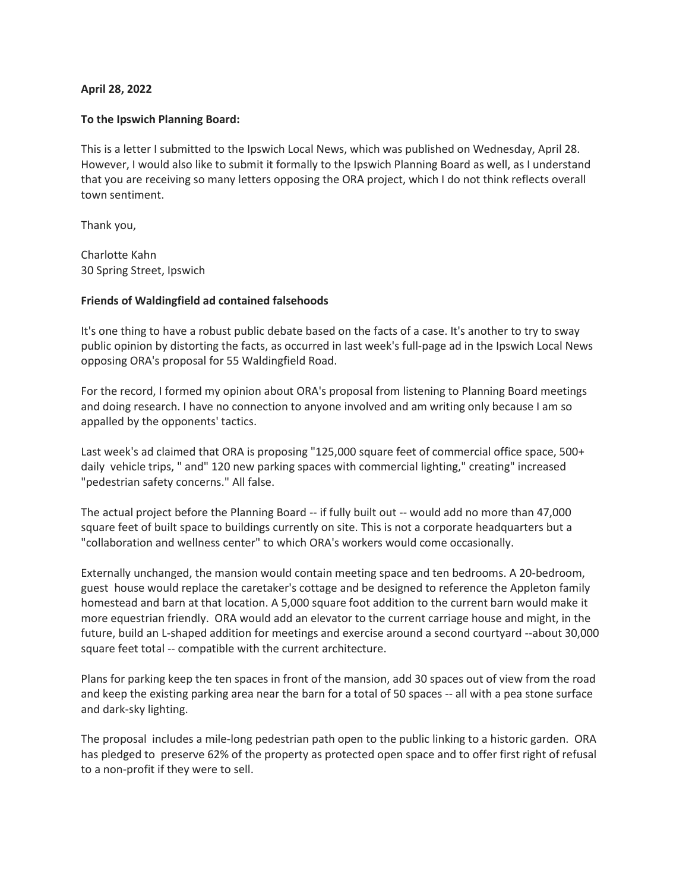**April 28, 2022**

**To the Ipswich Planning Board:**

This is a letter I submitted to the Ipswich Local News, which was published on Wednesday, April 28. However, I would also like to submit it formally to the Ipswich Planning Board as well, as I understand that you are receiving so many letters opposing the ORA project, which I do not think reflects overall town sentiment.

Thank you,

Charlotte Kahn
30 Spring Street, Ipswich

**Friends of Waldingfield ad contained falsehoods**

It's one thing to have a robust public debate based on the facts of a case. It's another to try to sway public opinion by distorting the facts, as occurred in last week's full-page ad in the Ipswich Local News opposing ORA's proposal for 55 Waldingfield Road.

For the record, I formed my opinion about ORA's proposal from listening to Planning Board meetings and doing research. I have no connection to anyone involved and am writing only because I am so appalled by the opponents' tactics.

Last week's ad claimed that ORA is proposing "125,000 square feet of commercial office space, 500+ daily vehicle trips, " and" 120 new parking spaces with commercial lighting," creating" increased "pedestrian safety concerns." All false.

The actual project before the Planning Board -- if fully built out -- would add no more than 47,000 square feet of built space to buildings currently on site. This is not a corporate headquarters but a "collaboration and wellness center" to which ORA's workers would come occasionally.

Externally unchanged, the mansion would contain meeting space and ten bedrooms. A 20-bedroom, guest house would replace the caretaker's cottage and be designed to reference the Appleton family homestead and barn at that location. A 5,000 square foot addition to the current barn would make it more equestrian friendly. ORA would add an elevator to the current carriage house and might, in the future, build an L-shaped addition for meetings and exercise around a second courtyard --about 30,000 square feet total -- compatible with the current architecture.

Plans for parking keep the ten spaces in front of the mansion, add 30 spaces out of view from the road and keep the existing parking area near the barn for a total of 50 spaces -- all with a pea stone surface and dark-sky lighting.

The proposal includes a mile-long pedestrian path open to the public linking to a historic garden. ORA has pledged to preserve 62% of the property as protected open space and to offer first right of refusal to a non-profit if they were to sell.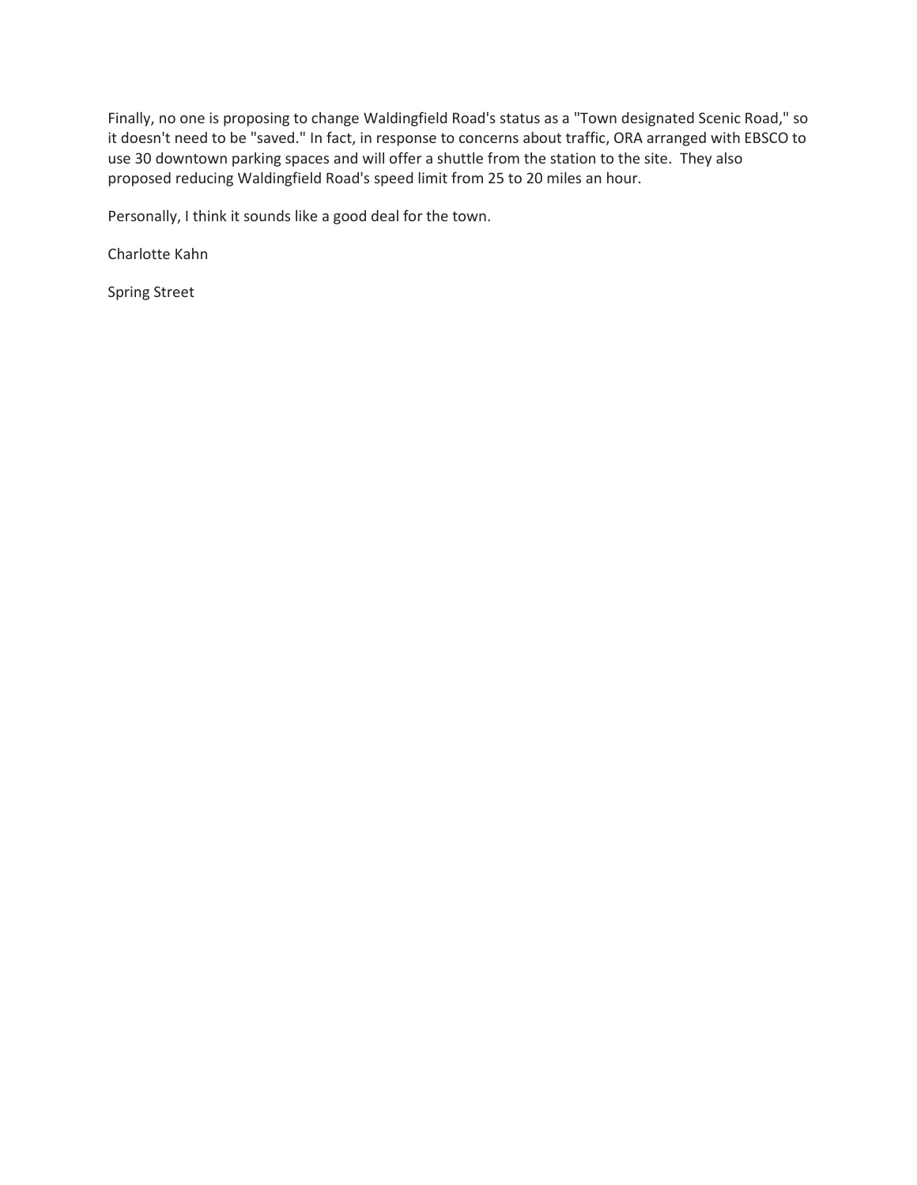Finally, no one is proposing to change Waldingfield Road's status as a "Town designated Scenic Road," so it doesn't need to be "saved." In fact, in response to concerns about traffic, ORA arranged with EBSCO to use 30 downtown parking spaces and will offer a shuttle from the station to the site. They also proposed reducing Waldingfield Road's speed limit from 25 to 20 miles an hour.

Personally, I think it sounds like a good deal for the town.

Charlotte Kahn

Spring Street